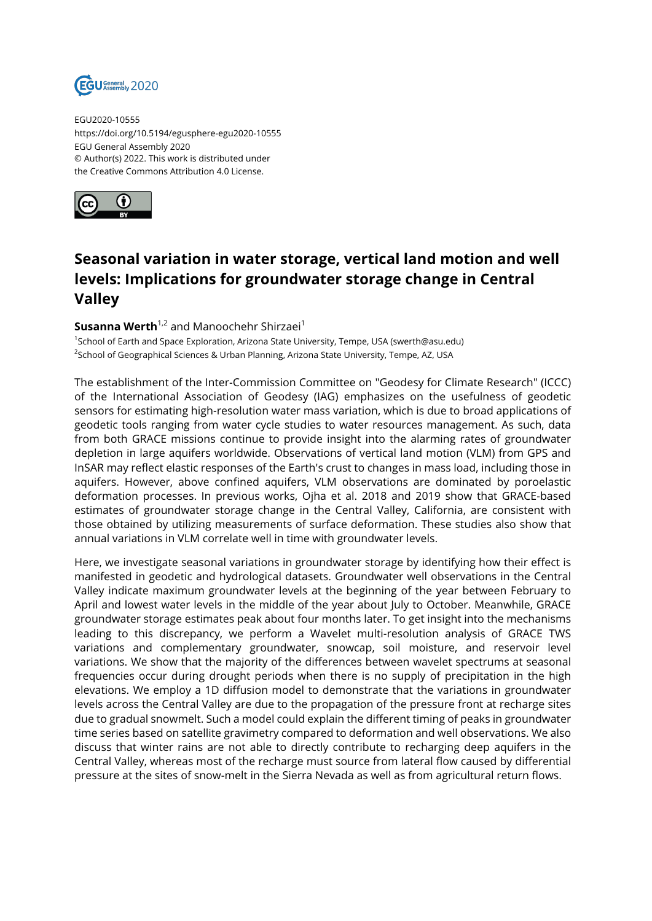EGU2020-10555
https://doi.org/10.5194/egusphere-egu2020-10555
EGU General Assembly 2020
© Author(s) 2022. This work is distributed under
the Creative Commons Attribution 4.0 License.

# Seasonal variation in water storage, vertical land motion and well levels: Implications for groundwater storage change in Central Valley

**Susanna Werth**[1,2] and Manoochehr Shirzaei[1]

[1]School of Earth and Space Exploration, Arizona State University, Tempe, USA (swerth@asu.edu)
[2]School of Geographical Sciences & Urban Planning, Arizona State University, Tempe, AZ, USA

The establishment of the Inter-Commission Committee on "Geodesy for Climate Research" (ICCC) of the International Association of Geodesy (IAG) emphasizes on the usefulness of geodetic sensors for estimating high-resolution water mass variation, which is due to broad applications of geodetic tools ranging from water cycle studies to water resources management. As such, data from both GRACE missions continue to provide insight into the alarming rates of groundwater depletion in large aquifers worldwide. Observations of vertical land motion (VLM) from GPS and InSAR may reflect elastic responses of the Earth's crust to changes in mass load, including those in aquifers. However, above confined aquifers, VLM observations are dominated by poroelastic deformation processes. In previous works, Ojha et al. 2018 and 2019 show that GRACE-based estimates of groundwater storage change in the Central Valley, California, are consistent with those obtained by utilizing measurements of surface deformation. These studies also show that annual variations in VLM correlate well in time with groundwater levels.

Here, we investigate seasonal variations in groundwater storage by identifying how their effect is manifested in geodetic and hydrological datasets. Groundwater well observations in the Central Valley indicate maximum groundwater levels at the beginning of the year between February to April and lowest water levels in the middle of the year about July to October. Meanwhile, GRACE groundwater storage estimates peak about four months later. To get insight into the mechanisms leading to this discrepancy, we perform a Wavelet multi-resolution analysis of GRACE TWS variations and complementary groundwater, snowcap, soil moisture, and reservoir level variations. We show that the majority of the differences between wavelet spectrums at seasonal frequencies occur during drought periods when there is no supply of precipitation in the high elevations. We employ a 1D diffusion model to demonstrate that the variations in groundwater levels across the Central Valley are due to the propagation of the pressure front at recharge sites due to gradual snowmelt. Such a model could explain the different timing of peaks in groundwater time series based on satellite gravimetry compared to deformation and well observations. We also discuss that winter rains are not able to directly contribute to recharging deep aquifers in the Central Valley, whereas most of the recharge must source from lateral flow caused by differential pressure at the sites of snow-melt in the Sierra Nevada as well as from agricultural return flows.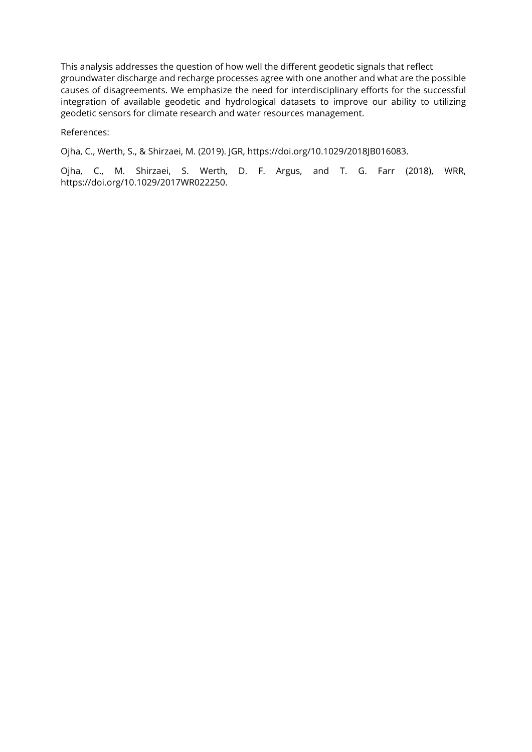This analysis addresses the question of how well the different geodetic signals that reflect groundwater discharge and recharge processes agree with one another and what are the possible causes of disagreements. We emphasize the need for interdisciplinary efforts for the successful integration of available geodetic and hydrological datasets to improve our ability to utilizing geodetic sensors for climate research and water resources management.

References:

Ojha, C., Werth, S., & Shirzaei, M. (2019). JGR, https://doi.org/10.1029/2018JB016083.

Ojha, C., M. Shirzaei, S. Werth, D. F. Argus, and T. G. Farr (2018), WRR, https://doi.org/10.1029/2017WR022250.